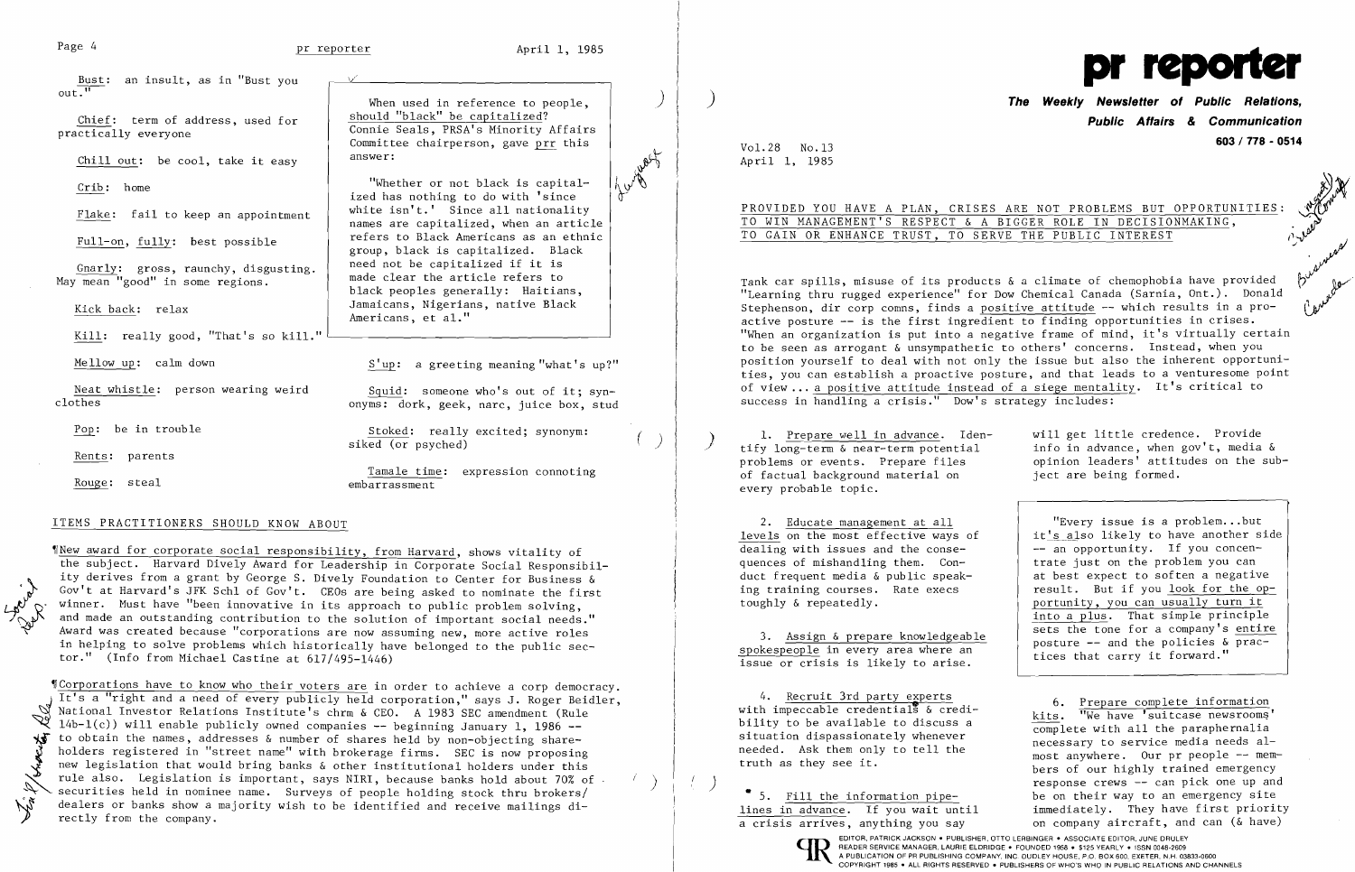Bust: an insult, as in "Bust you out."

Chief: term of address, used for practically everyone

Chill out: be cool, take it easy

Crib: home

Flake: fail to keep an appointment

Full-on, fully: best possible

Gnarly: gross, raunchy, disgusting. May mean "good" in some regions.

Kick back: relax

Kill: really good, "That's so kill."

Mellow up: calm down

Neat whistle: person wearing weird clothes

Pop: be in trouble

Rents: parents

Rouge: steal

> When used in reference to people, should "black" be capitalized? Connie Seals, PRSA's Minority Affairs Committee chairperson, gave prr this answer:
>
> "Whether or not black is capitalized has nothing to do with 'since white isn't.' Since all nationality names are capitalized, when an article refers to Black Americans as an ethnic group, black is capitalized. Black need not be capitalized if it is made clear the article refers to black peoples generally: Haitians, Jamaicans, Nigerians, native Black Americans, et al."

S'up: a greeting meaning "what's up?"

Squid: someone who's out of it; synonyms: dork, geek, narc, juice box, stud

Stoked: really excited; synonym: siked (or psyched)

Tamale time: expression connoting embarrassment

## ITEMS PRACTITIONERS SHOULD KNOW ABOUT

¶New award for corporate social responsibility, from Harvard, shows vitality of the subject. Harvard Dively Award for Leadership in Corporate Social Responsibility derives from a grant by George S. Dively Foundation to Center for Business & Gov't at Harvard's JFK Schl of Gov't. CEOs are being asked to nominate the first winner. Must have "been innovative in its approach to public problem solving, and made an outstanding contribution to the solution of important social needs." Award was created because "corporations are now assuming new, more active roles in helping to solve problems which historically have belonged to the public sector." (Info from Michael Castine at 617/495-1446)

¶Corporations have to know who their voters are in order to achieve a corp democracy. It's a "right and a need of every publicly held corporation," says J. Roger Beidler, National Investor Relations Institute's chrm & CEO. A 1983 SEC amendment (Rule 14b-1(c)) will enable publicly owned companies -- beginning January 1, 1986 -- to obtain the names, addresses & number of shares held by non-objecting shareholders registered in "street name" with brokerage firms. SEC is now proposing new legislation that would bring banks & other institutional holders under this rule also. Legislation is important, says NIRI, because banks hold about 70% of securities held in nominee name. Surveys of people holding stock thru brokers/dealers or banks show a majority wish to be identified and receive mailings directly from the company.

# pr reporter

**The Weekly Newsletter of Public Relations, Public Affairs & Communication**

**603 / 778 - 0514**

Vol.28 No.13
April 1, 1985

## PROVIDED YOU HAVE A PLAN, CRISES ARE NOT PROBLEMS BUT OPPORTUNITIES: TO WIN MANAGEMENT'S RESPECT & A BIGGER ROLE IN DECISIONMAKING, TO GAIN OR ENHANCE TRUST, TO SERVE THE PUBLIC INTEREST

Tank car spills, misuse of its products & a climate of chemophobia have provided "Learning thru rugged experience" for Dow Chemical Canada (Sarnia, Ont.). Donald Stephenson, dir corp comns, finds a positive attitude -- which results in a proactive posture -- is the first ingredient to finding opportunities in crises. "When an organization is put into a negative frame of mind, it's virtually certain to be seen as arrogant & unsympathetic to others' concerns. Instead, when you position yourself to deal with not only the issue but also the inherent opportunities, you can establish a proactive posture, and that leads to a venturesome point of view... a positive attitude instead of a siege mentality. It's critical to success in handling a crisis." Dow's strategy includes:

1. Prepare well in advance. Identify long-term & near-term potential problems or events. Prepare files of factual background material on every probable topic.

2. Educate management at all levels on the most effective ways of dealing with issues and the consequences of mishandling them. Conduct frequent media & public speaking training courses. Rate execs toughly & repeatedly.

3. Assign & prepare knowledgeable spokespeople in every area where an issue or crisis is likely to arise.

4. Recruit 3rd party experts with impeccable credentials & credibility to be available to discuss a situation dispassionately whenever needed. Ask them only to tell the truth as they see it.

5. Fill the information pipelines in advance. If you wait until a crisis arrives, anything you say will get little credence. Provide info in advance, when gov't, media & opinion leaders' attitudes on the subject are being formed.

> "Every issue is a problem...but it's also likely to have another side -- an opportunity. If you concentrate just on the problem you can at best expect to soften a negative result. But if you look for the opportunity, you can usually turn it into a plus. That simple principle sets the tone for a company's entire posture -- and the policies & practices that carry it forward."

6. Prepare complete information kits. "We have 'suitcase newsrooms' complete with all the paraphernalia necessary to service media needs almost anywhere. Our pr people -- members of our highly trained emergency response crews -- can pick one up and be on their way to an emergency site immediately. They have first priority on company aircraft, and can (& have)

EDITOR, PATRICK JACKSON • PUBLISHER, OTTO LERBINGER • ASSOCIATE EDITOR, JUNE DRULEY
READER SERVICE MANAGER, LAURIE ELDRIDGE • FOUNDED 1958 • $125 YEARLY • ISSN 0048-2609
A PUBLICATION OF PR PUBLISHING COMPANY, INC. DUDLEY HOUSE, P.O. BOX 600, EXETER, N.H. 03833-0600
COPYRIGHT 1985 • ALL RIGHTS RESERVED • PUBLISHERS OF WHO'S WHO IN PUBLIC RELATIONS AND CHANNELS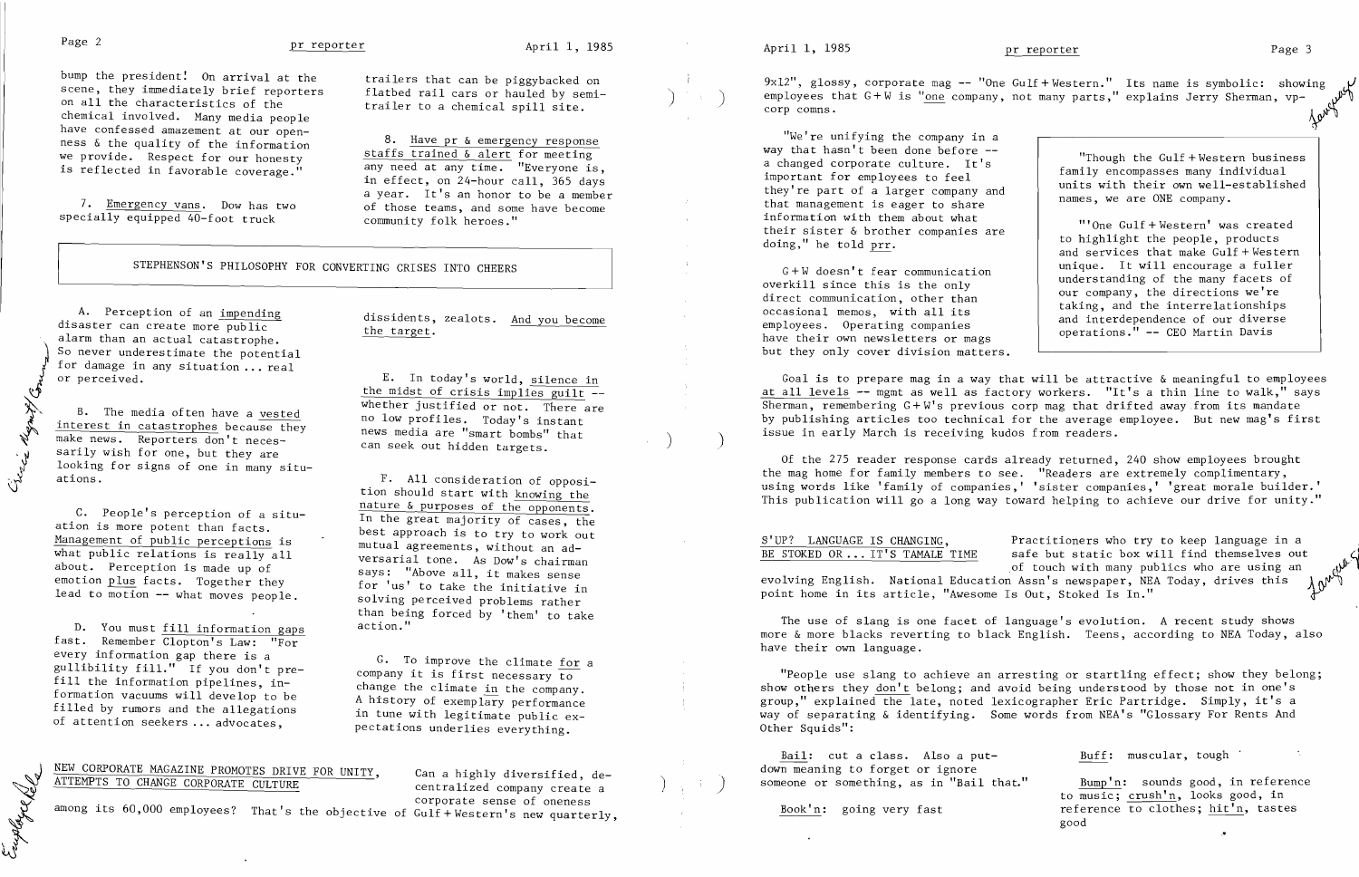bump the president! On arrival at the scene, they immediately brief reporters on all the characteristics of the chemical involved. Many media people have confessed amazement at our openness & the quality of the information we provide. Respect for our honesty is reflected in favorable coverage."

7. Emergency vans. Dow has two specially equipped 40-foot truck trailers that can be piggybacked on flatbed rail cars or hauled by semi-trailer to a chemical spill site.

8. Have pr & emergency response staffs trained & alert for meeting any need at any time. "Everyone is, in effect, on 24-hour call, 365 days a year. It's an honor to be a member of those teams, and some have become community folk heroes."

## STEPHENSON'S PHILOSOPHY FOR CONVERTING CRISES INTO CHEERS

A. Perception of an impending disaster can create more public alarm than an actual catastrophe. So never underestimate the potential for damage in any situation ... real or perceived.

B. The media often have a vested interest in catastrophes because they make news. Reporters don't necessarily wish for one, but they are looking for signs of one in many situations.

C. People's perception of a situation is more potent than facts. Management of public perceptions is what public relations is really all about. Perception is made up of emotion plus facts. Together they lead to motion -- what moves people.

D. You must fill information gaps fast. Remember Clopton's Law: "For every information gap there is a gullibility fill." If you don't prefill the information pipelines, information vacuums will develop to be filled by rumors and the allegations of attention seekers ... advocates, dissidents, zealots. And you become the target.

E. In today's world, silence in the midst of crisis implies guilt -- whether justified or not. There are no low profiles. Today's instant news media are "smart bombs" that can seek out hidden targets.

F. All consideration of opposition should start with knowing the nature & purposes of the opponents. In the great majority of cases, the best approach is to try to work out mutual agreements, without an adversarial tone. As Dow's chairman says: "Above all, it makes sense for 'us' to take the initiative in solving perceived problems rather than being forced by 'them' to take action."

G. To improve the climate for a company it is first necessary to change the climate in the company. A history of exemplary performance in tune with legitimate public expectations underlies everything.

## NEW CORPORATE MAGAZINE PROMOTES DRIVE FOR UNITY, ATTEMPTS TO CHANGE CORPORATE CULTURE

Can a highly diversified, decentralized company create a corporate sense of oneness among its 60,000 employees? That's the objective of Gulf + Western's new quarterly, 9x12", glossy, corporate mag -- "One Gulf + Western." Its name is symbolic: showing employees that G + W is "one company, not many parts," explains Jerry Sherman, vp-corp comns.

"We're unifying the company in a way that hasn't been done before -- a changed corporate culture. It's important for employees to feel they're part of a larger company and that management is eager to share information with them about what their sister & brother companies are doing," he told prr.

> "Though the Gulf + Western business family encompasses many individual units with their own well-established names, we are ONE company.
>
> "'One Gulf + Western' was created to highlight the people, products and services that make Gulf + Western unique. It will encourage a fuller understanding of the many facets of our company, the directions we're taking, and the interrelationships and interdependence of our diverse operations." -- CEO Martin Davis

G + W doesn't fear communication overkill since this is the only direct communication, other than occasional memos, with all its employees. Operating companies have their own newsletters or mags but they only cover division matters.

Goal is to prepare mag in a way that will be attractive & meaningful to employees at all levels -- mgmt as well as factory workers. "It's a thin line to walk," says Sherman, remembering G + W's previous corp mag that drifted away from its mandate by publishing articles too technical for the average employee. But new mag's first issue in early March is receiving kudos from readers.

Of the 275 reader response cards already returned, 240 show employees brought the mag home for family members to see. "Readers are extremely complimentary, using words like 'family of companies,' 'sister companies,' 'great morale builder.' This publication will go a long way toward helping to achieve our drive for unity."

## S'UP? LANGUAGE IS CHANGING, BE STOKED OR ... IT'S TAMALE TIME

Practitioners who try to keep language in a safe but static box will find themselves out of touch with many publics who are using an evolving English. National Education Assn's newspaper, NEA Today, drives this point home in its article, "Awesome Is Out, Stoked Is In."

The use of slang is one facet of language's evolution. A recent study shows more & more blacks reverting to black English. Teens, according to NEA Today, also have their own language.

"People use slang to achieve an arresting or startling effect; show they belong; show others they don't belong; and avoid being understood by those not in one's group," explained the late, noted lexicographer Eric Partridge. Simply, it's a way of separating & identifying. Some words from NEA's "Glossary For Rents And Other Squids":

Bail: cut a class. Also a put-down meaning to forget or ignore someone or something, as in "Bail that."

Book'n: going very fast

Buff: muscular, tough

Bump'n: sounds good, in reference to music; crush'n, looks good, in reference to clothes; hit'n, tastes good